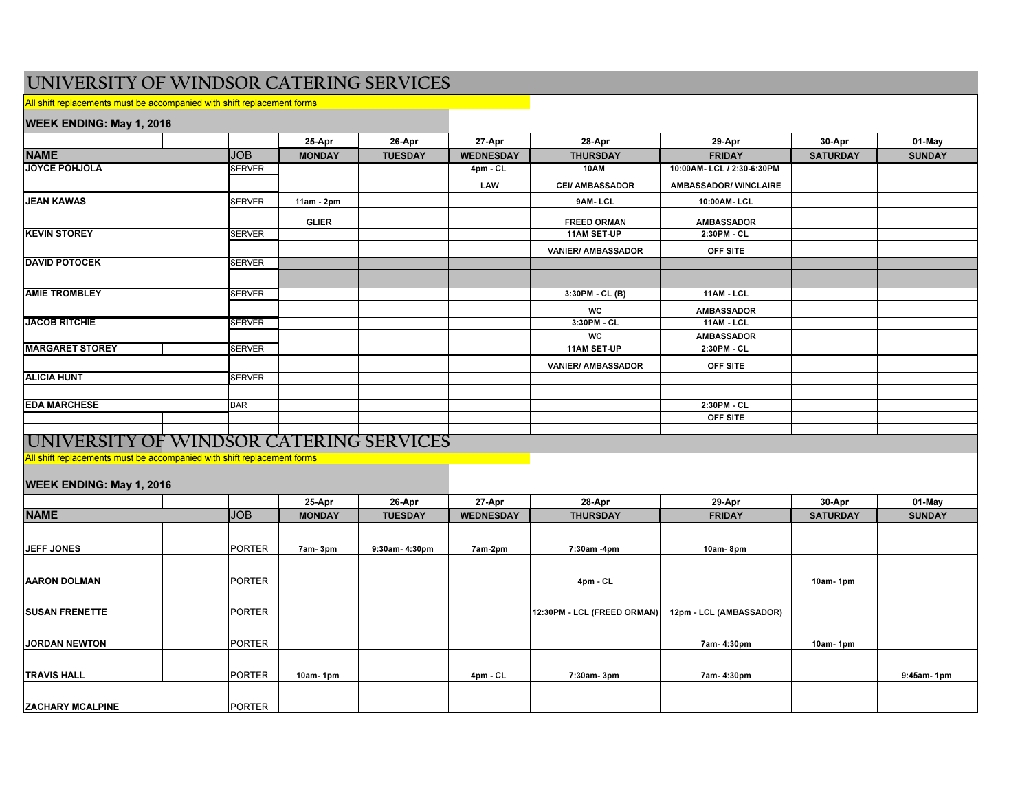# UNIVERSITY OF WINDSOR CATERING SERVICES

All shift replacements must be accompanied with shift replacement forms

**WEEK ENDING: May 1, 2016**

| | JOB | 25-Apr | 26-Apr | 27-Apr | 28-Apr | 29-Apr | 30-Apr | 01-May |
|---|---|---|---|---|---|---|---|---|
| **NAME** | | **MONDAY** | **TUESDAY** | **WEDNESDAY** | **THURSDAY** | **FRIDAY** | **SATURDAY** | **SUNDAY** |
| **JOYCE POHJOLA** | SERVER | | | 4pm - CL | 10AM | 10:00AM- LCL / 2:30-6:30PM | | |
| | | | | LAW | CEI/ AMBASSADOR | AMBASSADOR/ WINCLAIRE | | |
| **JEAN KAWAS** | SERVER | 11am - 2pm | | | 9AM- LCL | 10:00AM- LCL | | |
| | | GLIER | | | FREED ORMAN | AMBASSADOR | | |
| **KEVIN STOREY** | SERVER | | | | 11AM SET-UP | 2:30PM - CL | | |
| | | | | | VANIER/ AMBASSADOR | OFF SITE | | |
| **DAVID POTOCEK** | SERVER | | | | | | | |
| | | | | | | | | |
| **AMIE TROMBLEY** | SERVER | | | | 3:30PM - CL (B) | 11AM - LCL | | |
| | | | | | WC | AMBASSADOR | | |
| **JACOB RITCHIE** | SERVER | | | | 3:30PM - CL | 11AM - LCL | | |
| | | | | | WC | AMBASSADOR | | |
| **MARGARET STOREY** | SERVER | | | | 11AM SET-UP | 2:30PM - CL | | |
| | | | | | VANIER/ AMBASSADOR | OFF SITE | | |
| **ALICIA HUNT** | SERVER | | | | | | | |
| | | | | | | | | |
| **EDA MARCHESE** | BAR | | | | | 2:30PM - CL | | |
| | | | | | | OFF SITE | | |

# UNIVERSITY OF WINDSOR CATERING SERVICES

All shift replacements must be accompanied with shift replacement forms

**WEEK ENDING: May 1, 2016**

| | JOB | 25-Apr | 26-Apr | 27-Apr | 28-Apr | 29-Apr | 30-Apr | 01-May |
|---|---|---|---|---|---|---|---|---|
| **NAME** | | **MONDAY** | **TUESDAY** | **WEDNESDAY** | **THURSDAY** | **FRIDAY** | **SATURDAY** | **SUNDAY** |
| **JEFF JONES** | PORTER | 7am- 3pm | 9:30am- 4:30pm | 7am-2pm | 7:30am -4pm | 10am- 8pm | | |
| **AARON DOLMAN** | PORTER | | | | 4pm - CL | | 10am- 1pm | |
| **SUSAN FRENETTE** | PORTER | | | | 12:30PM - LCL (FREED ORMAN) | 12pm - LCL (AMBASSADOR) | | |
| **JORDAN NEWTON** | PORTER | | | | | 7am- 4:30pm | 10am- 1pm | |
| **TRAVIS HALL** | PORTER | 10am- 1pm | | 4pm - CL | 7:30am- 3pm | 7am- 4:30pm | | 9:45am- 1pm |
| **ZACHARY MCALPINE** | PORTER | | | | | | | |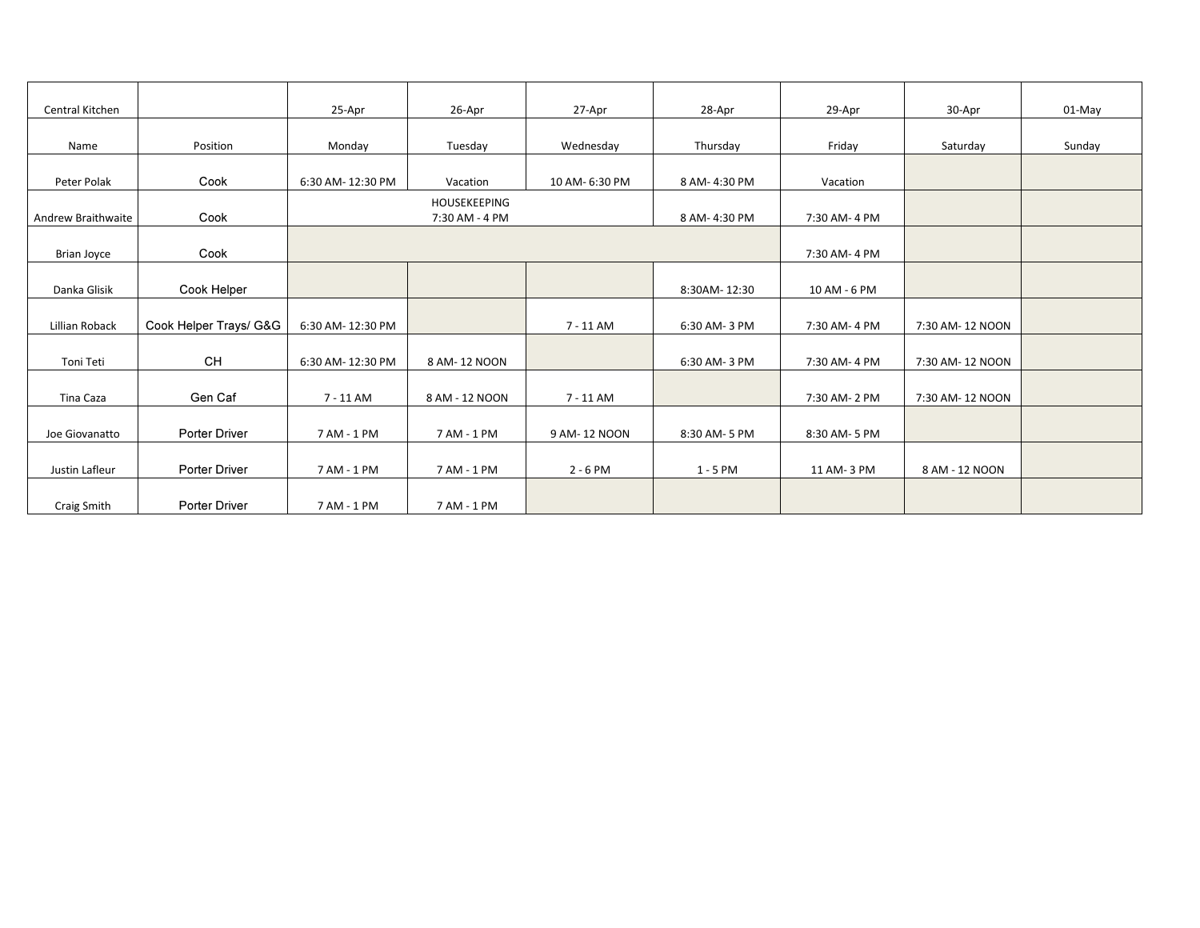| Central Kitchen | | 25-Apr | 26-Apr | 27-Apr | 28-Apr | 29-Apr | 30-Apr | 01-May |
|---|---|---|---|---|---|---|---|---|
| Name | Position | Monday | Tuesday | Wednesday | Thursday | Friday | Saturday | Sunday |
| Peter Polak | Cook | 6:30 AM- 12:30 PM | Vacation | 10 AM- 6:30 PM | 8 AM- 4:30 PM | Vacation | | |
| Andrew Braithwaite | Cook | | HOUSEKEEPING 7:30 AM - 4 PM | | 8 AM- 4:30 PM | 7:30 AM- 4 PM | | |
| Brian Joyce | Cook | | | | | 7:30 AM- 4 PM | | |
| Danka Glisik | Cook Helper | | | | 8:30AM- 12:30 | 10 AM - 6 PM | | |
| Lillian Roback | Cook Helper Trays/ G&G | 6:30 AM- 12:30 PM | | 7 - 11 AM | 6:30 AM- 3 PM | 7:30 AM- 4 PM | 7:30 AM- 12 NOON | |
| Toni Teti | CH | 6:30 AM- 12:30 PM | 8 AM- 12 NOON | | 6:30 AM- 3 PM | 7:30 AM- 4 PM | 7:30 AM- 12 NOON | |
| Tina Caza | Gen Caf | 7 - 11 AM | 8 AM - 12 NOON | 7 - 11 AM | | 7:30 AM- 2 PM | 7:30 AM- 12 NOON | |
| Joe Giovanatto | Porter Driver | 7 AM - 1 PM | 7 AM - 1 PM | 9 AM- 12 NOON | 8:30 AM- 5 PM | 8:30 AM- 5 PM | | |
| Justin Lafleur | Porter Driver | 7 AM - 1 PM | 7 AM - 1 PM | 2 - 6 PM | 1 - 5 PM | 11 AM- 3 PM | 8 AM - 12 NOON | |
| Craig Smith | Porter Driver | 7 AM - 1 PM | 7 AM - 1 PM | | | | | |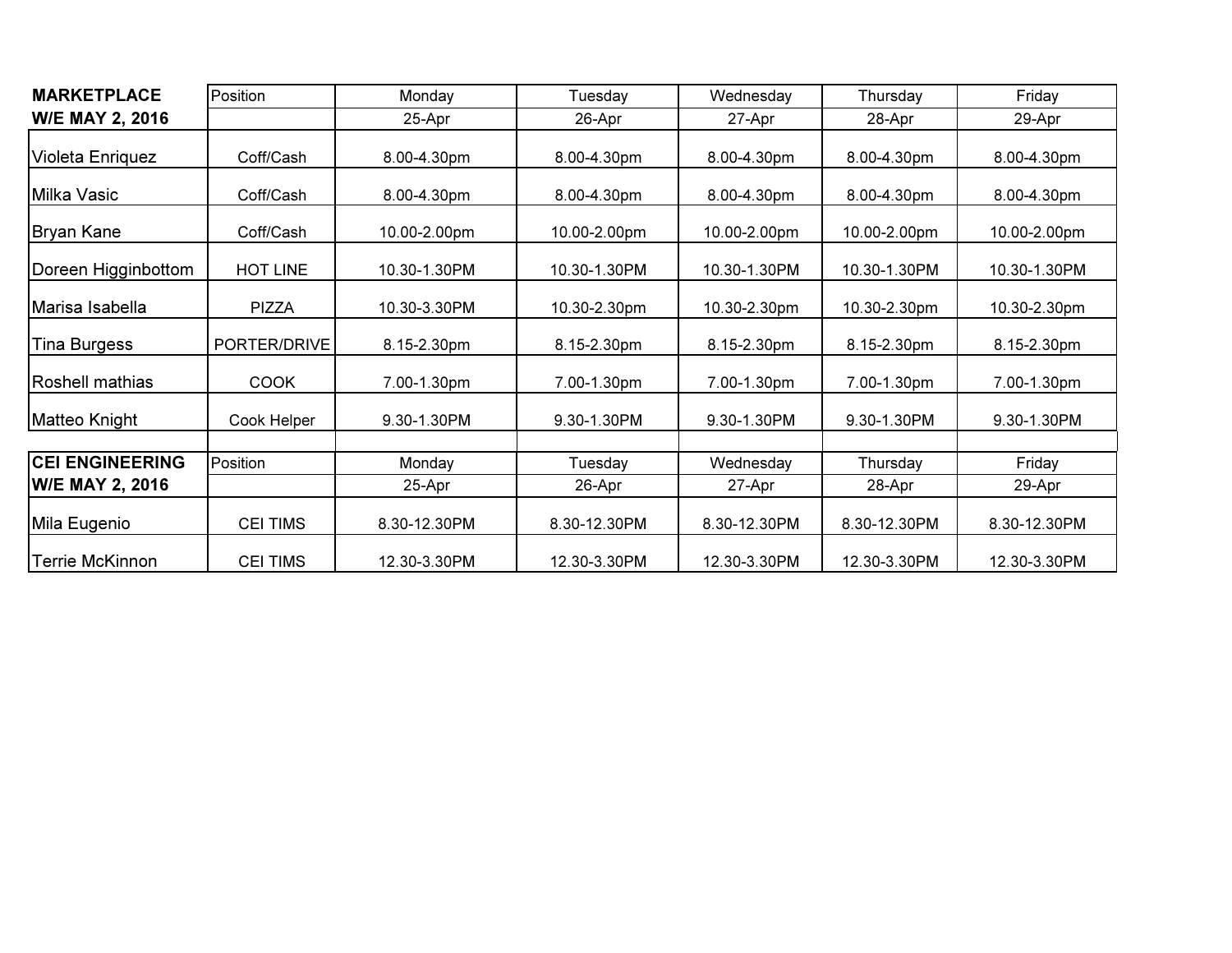| MARKETPLACE W/E MAY 2, 2016 | Position | Monday 25-Apr | Tuesday 26-Apr | Wednesday 27-Apr | Thursday 28-Apr | Friday 29-Apr |
|---|---|---|---|---|---|---|
| Violeta Enriquez | Coff/Cash | 8.00-4.30pm | 8.00-4.30pm | 8.00-4.30pm | 8.00-4.30pm | 8.00-4.30pm |
| Milka Vasic | Coff/Cash | 8.00-4.30pm | 8.00-4.30pm | 8.00-4.30pm | 8.00-4.30pm | 8.00-4.30pm |
| Bryan Kane | Coff/Cash | 10.00-2.00pm | 10.00-2.00pm | 10.00-2.00pm | 10.00-2.00pm | 10.00-2.00pm |
| Doreen Higginbottom | HOT LINE | 10.30-1.30PM | 10.30-1.30PM | 10.30-1.30PM | 10.30-1.30PM | 10.30-1.30PM |
| Marisa Isabella | PIZZA | 10.30-3.30PM | 10.30-2.30pm | 10.30-2.30pm | 10.30-2.30pm | 10.30-2.30pm |
| Tina Burgess | PORTER/DRIVE | 8.15-2.30pm | 8.15-2.30pm | 8.15-2.30pm | 8.15-2.30pm | 8.15-2.30pm |
| Roshell mathias | COOK | 7.00-1.30pm | 7.00-1.30pm | 7.00-1.30pm | 7.00-1.30pm | 7.00-1.30pm |
| Matteo Knight | Cook Helper | 9.30-1.30PM | 9.30-1.30PM | 9.30-1.30PM | 9.30-1.30PM | 9.30-1.30PM |

| CEI ENGINEERING W/E MAY 2, 2016 | Position | Monday 25-Apr | Tuesday 26-Apr | Wednesday 27-Apr | Thursday 28-Apr | Friday 29-Apr |
|---|---|---|---|---|---|---|
| Mila Eugenio | CEI TIMS | 8.30-12.30PM | 8.30-12.30PM | 8.30-12.30PM | 8.30-12.30PM | 8.30-12.30PM |
| Terrie McKinnon | CEI TIMS | 12.30-3.30PM | 12.30-3.30PM | 12.30-3.30PM | 12.30-3.30PM | 12.30-3.30PM |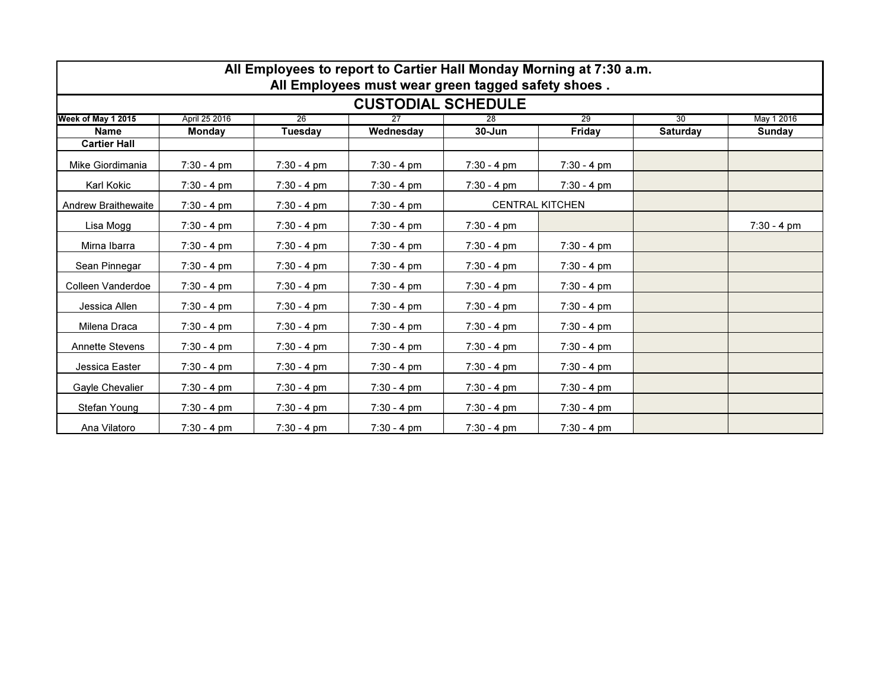**All Employees to report to Cartier Hall Monday Morning at 7:30 a.m.**
**All Employees must wear green tagged safety shoes .**

## CUSTODIAL SCHEDULE

| Week of May 1 2015 | April 25 2016 | 26 | 27 | 28 | 29 | 30 | May 1 2016 |
|---|---|---|---|---|---|---|---|
| **Name** | **Monday** | **Tuesday** | **Wednesday** | **30-Jun** | **Friday** | **Saturday** | **Sunday** |
| **Cartier Hall** | | | | | | | |
| Mike Giordimania | 7:30 - 4 pm | 7:30 - 4 pm | 7:30 - 4 pm | 7:30 - 4 pm | 7:30 - 4 pm | | |
| Karl Kokic | 7:30 - 4 pm | 7:30 - 4 pm | 7:30 - 4 pm | 7:30 - 4 pm | 7:30 - 4 pm | | |
| Andrew Braithewaite | 7:30 - 4 pm | 7:30 - 4 pm | 7:30 - 4 pm | CENTRAL KITCHEN | | | |
| Lisa Mogg | 7:30 - 4 pm | 7:30 - 4 pm | 7:30 - 4 pm | 7:30 - 4 pm | | | 7:30 - 4 pm |
| Mirna Ibarra | 7:30 - 4 pm | 7:30 - 4 pm | 7:30 - 4 pm | 7:30 - 4 pm | 7:30 - 4 pm | | |
| Sean Pinnegar | 7:30 - 4 pm | 7:30 - 4 pm | 7:30 - 4 pm | 7:30 - 4 pm | 7:30 - 4 pm | | |
| Colleen Vanderdoe | 7:30 - 4 pm | 7:30 - 4 pm | 7:30 - 4 pm | 7:30 - 4 pm | 7:30 - 4 pm | | |
| Jessica Allen | 7:30 - 4 pm | 7:30 - 4 pm | 7:30 - 4 pm | 7:30 - 4 pm | 7:30 - 4 pm | | |
| Milena Draca | 7:30 - 4 pm | 7:30 - 4 pm | 7:30 - 4 pm | 7:30 - 4 pm | 7:30 - 4 pm | | |
| Annette Stevens | 7:30 - 4 pm | 7:30 - 4 pm | 7:30 - 4 pm | 7:30 - 4 pm | 7:30 - 4 pm | | |
| Jessica Easter | 7:30 - 4 pm | 7:30 - 4 pm | 7:30 - 4 pm | 7:30 - 4 pm | 7:30 - 4 pm | | |
| Gayle Chevalier | 7:30 - 4 pm | 7:30 - 4 pm | 7:30 - 4 pm | 7:30 - 4 pm | 7:30 - 4 pm | | |
| Stefan Young | 7:30 - 4 pm | 7:30 - 4 pm | 7:30 - 4 pm | 7:30 - 4 pm | 7:30 - 4 pm | | |
| Ana Vilatoro | 7:30 - 4 pm | 7:30 - 4 pm | 7:30 - 4 pm | 7:30 - 4 pm | 7:30 - 4 pm | | |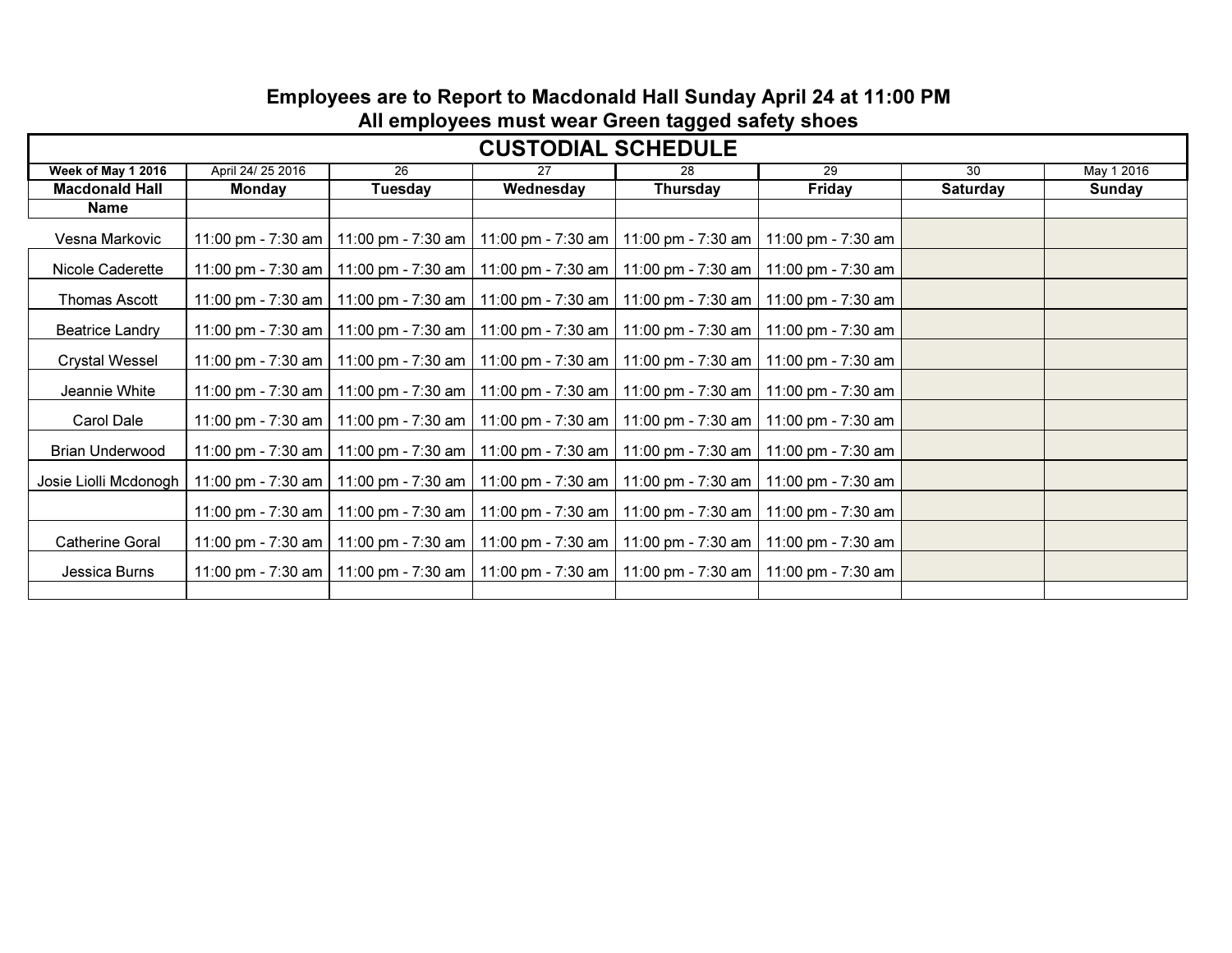**Employees are to Report to Macdonald Hall Sunday April 24 at 11:00 PM**
**All employees must wear Green tagged safety shoes**

| CUSTODIAL SCHEDULE | | | | | | | |
|---|---|---|---|---|---|---|---|
| **Week of May 1 2016** | April 24/ 25 2016 | 26 | 27 | 28 | 29 | 30 | May 1 2016 |
| **Macdonald Hall** | **Monday** | **Tuesday** | **Wednesday** | **Thursday** | **Friday** | **Saturday** | **Sunday** |
| **Name** | | | | | | | |
| Vesna Markovic | 11:00 pm - 7:30 am | 11:00 pm - 7:30 am | 11:00 pm - 7:30 am | 11:00 pm - 7:30 am | 11:00 pm - 7:30 am | | |
| Nicole Caderette | 11:00 pm - 7:30 am | 11:00 pm - 7:30 am | 11:00 pm - 7:30 am | 11:00 pm - 7:30 am | 11:00 pm - 7:30 am | | |
| Thomas Ascott | 11:00 pm - 7:30 am | 11:00 pm - 7:30 am | 11:00 pm - 7:30 am | 11:00 pm - 7:30 am | 11:00 pm - 7:30 am | | |
| Beatrice Landry | 11:00 pm - 7:30 am | 11:00 pm - 7:30 am | 11:00 pm - 7:30 am | 11:00 pm - 7:30 am | 11:00 pm - 7:30 am | | |
| Crystal Wessel | 11:00 pm - 7:30 am | 11:00 pm - 7:30 am | 11:00 pm - 7:30 am | 11:00 pm - 7:30 am | 11:00 pm - 7:30 am | | |
| Jeannie White | 11:00 pm - 7:30 am | 11:00 pm - 7:30 am | 11:00 pm - 7:30 am | 11:00 pm - 7:30 am | 11:00 pm - 7:30 am | | |
| Carol Dale | 11:00 pm - 7:30 am | 11:00 pm - 7:30 am | 11:00 pm - 7:30 am | 11:00 pm - 7:30 am | 11:00 pm - 7:30 am | | |
| Brian Underwood | 11:00 pm - 7:30 am | 11:00 pm - 7:30 am | 11:00 pm - 7:30 am | 11:00 pm - 7:30 am | 11:00 pm - 7:30 am | | |
| Josie Liolli Mcdonogh | 11:00 pm - 7:30 am | 11:00 pm - 7:30 am | 11:00 pm - 7:30 am | 11:00 pm - 7:30 am | 11:00 pm - 7:30 am | | |
| | 11:00 pm - 7:30 am | 11:00 pm - 7:30 am | 11:00 pm - 7:30 am | 11:00 pm - 7:30 am | 11:00 pm - 7:30 am | | |
| Catherine Goral | 11:00 pm - 7:30 am | 11:00 pm - 7:30 am | 11:00 pm - 7:30 am | 11:00 pm - 7:30 am | 11:00 pm - 7:30 am | | |
| Jessica Burns | 11:00 pm - 7:30 am | 11:00 pm - 7:30 am | 11:00 pm - 7:30 am | 11:00 pm - 7:30 am | 11:00 pm - 7:30 am | | |
| | | | | | | | |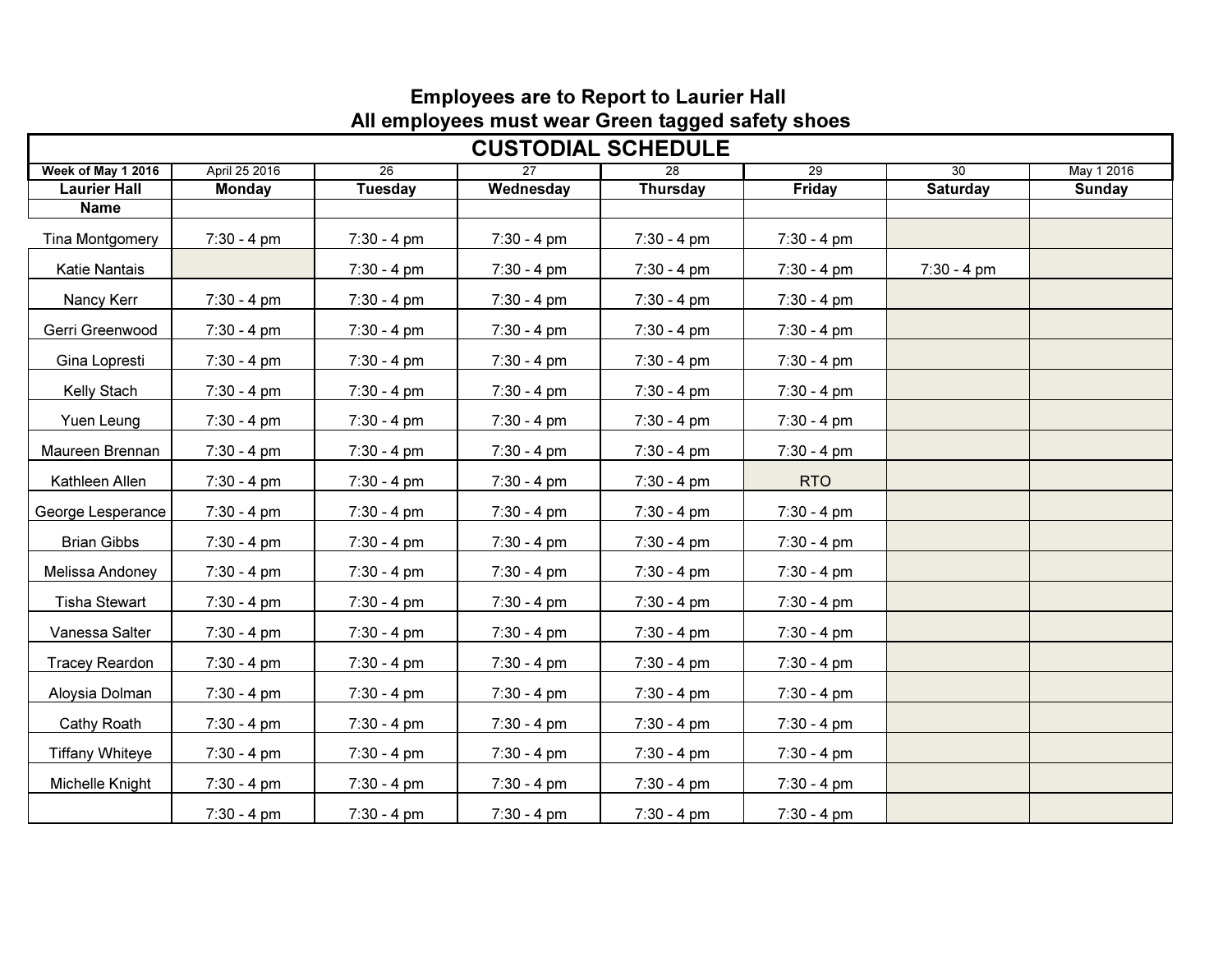**Employees are to Report to Laurier Hall**
**All employees must wear Green tagged safety shoes**

| CUSTODIAL SCHEDULE | | | | | | | |
|---|---|---|---|---|---|---|---|
| **Week of May 1 2016** | April 25 2016 | 26 | 27 | 28 | 29 | 30 | May 1 2016 |
| **Laurier Hall** | **Monday** | **Tuesday** | **Wednesday** | **Thursday** | **Friday** | **Saturday** | **Sunday** |
| **Name** | | | | | | | |
| Tina Montgomery | 7:30 - 4 pm | 7:30 - 4 pm | 7:30 - 4 pm | 7:30 - 4 pm | 7:30 - 4 pm | | |
| Katie Nantais | | 7:30 - 4 pm | 7:30 - 4 pm | 7:30 - 4 pm | 7:30 - 4 pm | 7:30 - 4 pm | |
| Nancy Kerr | 7:30 - 4 pm | 7:30 - 4 pm | 7:30 - 4 pm | 7:30 - 4 pm | 7:30 - 4 pm | | |
| Gerri Greenwood | 7:30 - 4 pm | 7:30 - 4 pm | 7:30 - 4 pm | 7:30 - 4 pm | 7:30 - 4 pm | | |
| Gina Lopresti | 7:30 - 4 pm | 7:30 - 4 pm | 7:30 - 4 pm | 7:30 - 4 pm | 7:30 - 4 pm | | |
| Kelly Stach | 7:30 - 4 pm | 7:30 - 4 pm | 7:30 - 4 pm | 7:30 - 4 pm | 7:30 - 4 pm | | |
| Yuen Leung | 7:30 - 4 pm | 7:30 - 4 pm | 7:30 - 4 pm | 7:30 - 4 pm | 7:30 - 4 pm | | |
| Maureen Brennan | 7:30 - 4 pm | 7:30 - 4 pm | 7:30 - 4 pm | 7:30 - 4 pm | 7:30 - 4 pm | | |
| Kathleen Allen | 7:30 - 4 pm | 7:30 - 4 pm | 7:30 - 4 pm | 7:30 - 4 pm | RTO | | |
| George Lesperance | 7:30 - 4 pm | 7:30 - 4 pm | 7:30 - 4 pm | 7:30 - 4 pm | 7:30 - 4 pm | | |
| Brian Gibbs | 7:30 - 4 pm | 7:30 - 4 pm | 7:30 - 4 pm | 7:30 - 4 pm | 7:30 - 4 pm | | |
| Melissa Andoney | 7:30 - 4 pm | 7:30 - 4 pm | 7:30 - 4 pm | 7:30 - 4 pm | 7:30 - 4 pm | | |
| Tisha Stewart | 7:30 - 4 pm | 7:30 - 4 pm | 7:30 - 4 pm | 7:30 - 4 pm | 7:30 - 4 pm | | |
| Vanessa Salter | 7:30 - 4 pm | 7:30 - 4 pm | 7:30 - 4 pm | 7:30 - 4 pm | 7:30 - 4 pm | | |
| Tracey Reardon | 7:30 - 4 pm | 7:30 - 4 pm | 7:30 - 4 pm | 7:30 - 4 pm | 7:30 - 4 pm | | |
| Aloysia Dolman | 7:30 - 4 pm | 7:30 - 4 pm | 7:30 - 4 pm | 7:30 - 4 pm | 7:30 - 4 pm | | |
| Cathy Roath | 7:30 - 4 pm | 7:30 - 4 pm | 7:30 - 4 pm | 7:30 - 4 pm | 7:30 - 4 pm | | |
| Tiffany Whiteye | 7:30 - 4 pm | 7:30 - 4 pm | 7:30 - 4 pm | 7:30 - 4 pm | 7:30 - 4 pm | | |
| Michelle Knight | 7:30 - 4 pm | 7:30 - 4 pm | 7:30 - 4 pm | 7:30 - 4 pm | 7:30 - 4 pm | | |
| | 7:30 - 4 pm | 7:30 - 4 pm | 7:30 - 4 pm | 7:30 - 4 pm | 7:30 - 4 pm | | |